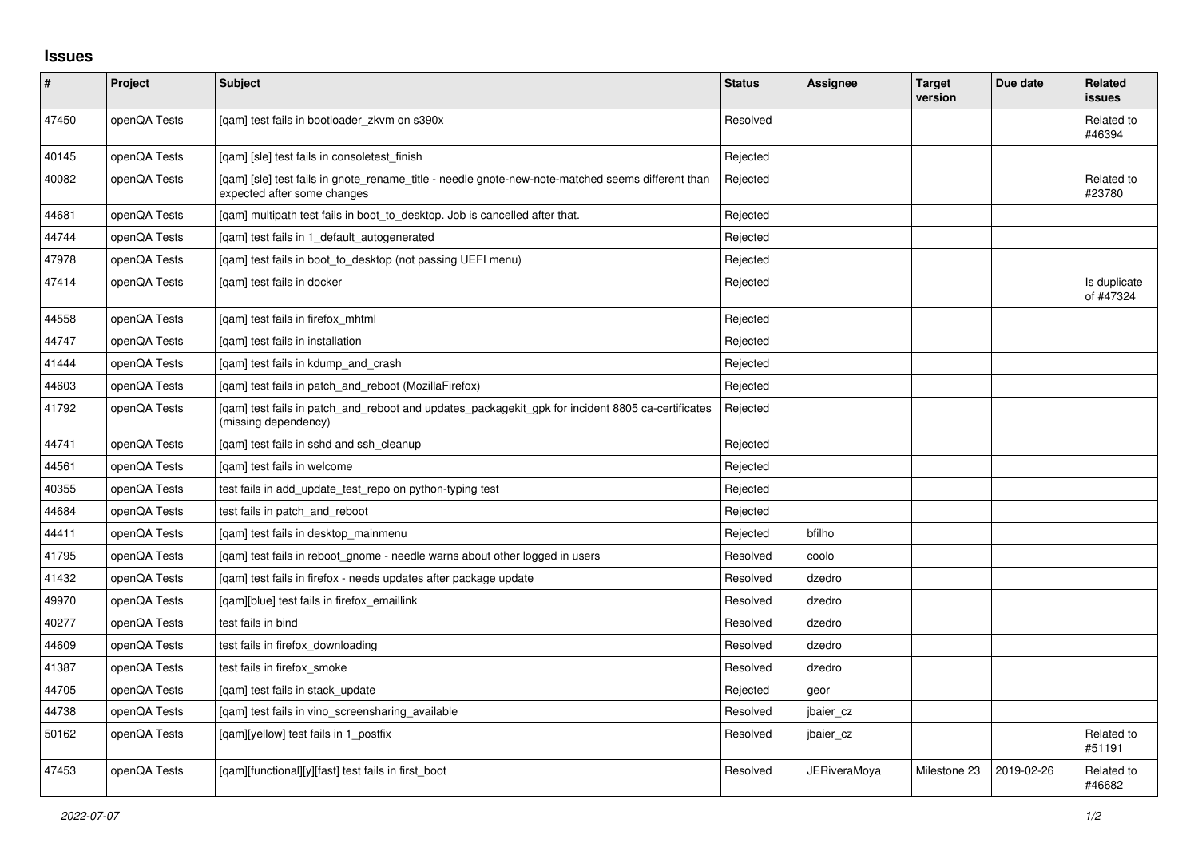## Issues

| # | Project | Subject | Status | Assignee | Target version | Due date | Related issues |
|---|---|---|---|---|---|---|---|
| 47450 | openQA Tests | [qam] test fails in bootloader_zkvm on s390x | Resolved | | | | Related to #46394 |
| 40145 | openQA Tests | [qam] [sle] test fails in consoletest_finish | Rejected | | | | |
| 40082 | openQA Tests | [qam] [sle] test fails in gnote_rename_title - needle gnote-new-note-matched seems different than expected after some changes | Rejected | | | | Related to #23780 |
| 44681 | openQA Tests | [qam] multipath test fails in boot_to_desktop. Job is cancelled after that. | Rejected | | | | |
| 44744 | openQA Tests | [qam] test fails in 1_default_autogenerated | Rejected | | | | |
| 47978 | openQA Tests | [qam] test fails in boot_to_desktop (not passing UEFI menu) | Rejected | | | | |
| 47414 | openQA Tests | [qam] test fails in docker | Rejected | | | | Is duplicate of #47324 |
| 44558 | openQA Tests | [qam] test fails in firefox_mhtml | Rejected | | | | |
| 44747 | openQA Tests | [qam] test fails in installation | Rejected | | | | |
| 41444 | openQA Tests | [qam] test fails in kdump_and_crash | Rejected | | | | |
| 44603 | openQA Tests | [qam] test fails in patch_and_reboot (MozillaFirefox) | Rejected | | | | |
| 41792 | openQA Tests | [qam] test fails in patch_and_reboot and updates_packagekit_gpk for incident 8805 ca-certificates (missing dependency) | Rejected | | | | |
| 44741 | openQA Tests | [qam] test fails in sshd and ssh_cleanup | Rejected | | | | |
| 44561 | openQA Tests | [qam] test fails in welcome | Rejected | | | | |
| 40355 | openQA Tests | test fails in add_update_test_repo on python-typing test | Rejected | | | | |
| 44684 | openQA Tests | test fails in patch_and_reboot | Rejected | | | | |
| 44411 | openQA Tests | [qam] test fails in desktop_mainmenu | Rejected | bfilho | | | |
| 41795 | openQA Tests | [qam] test fails in reboot_gnome - needle warns about other logged in users | Resolved | coolo | | | |
| 41432 | openQA Tests | [qam] test fails in firefox - needs updates after package update | Resolved | dzedro | | | |
| 49970 | openQA Tests | [qam][blue] test fails in firefox_emaillink | Resolved | dzedro | | | |
| 40277 | openQA Tests | test fails in bind | Resolved | dzedro | | | |
| 44609 | openQA Tests | test fails in firefox_downloading | Resolved | dzedro | | | |
| 41387 | openQA Tests | test fails in firefox_smoke | Resolved | dzedro | | | |
| 44705 | openQA Tests | [qam] test fails in stack_update | Rejected | geor | | | |
| 44738 | openQA Tests | [qam] test fails in vino_screensharing_available | Resolved | jbaier_cz | | | |
| 50162 | openQA Tests | [qam][yellow] test fails in 1_postfix | Resolved | jbaier_cz | | | Related to #51191 |
| 47453 | openQA Tests | [qam][functional][y][fast] test fails in first_boot | Resolved | JERiveraMoya | Milestone 23 | 2019-02-26 | Related to #46682 |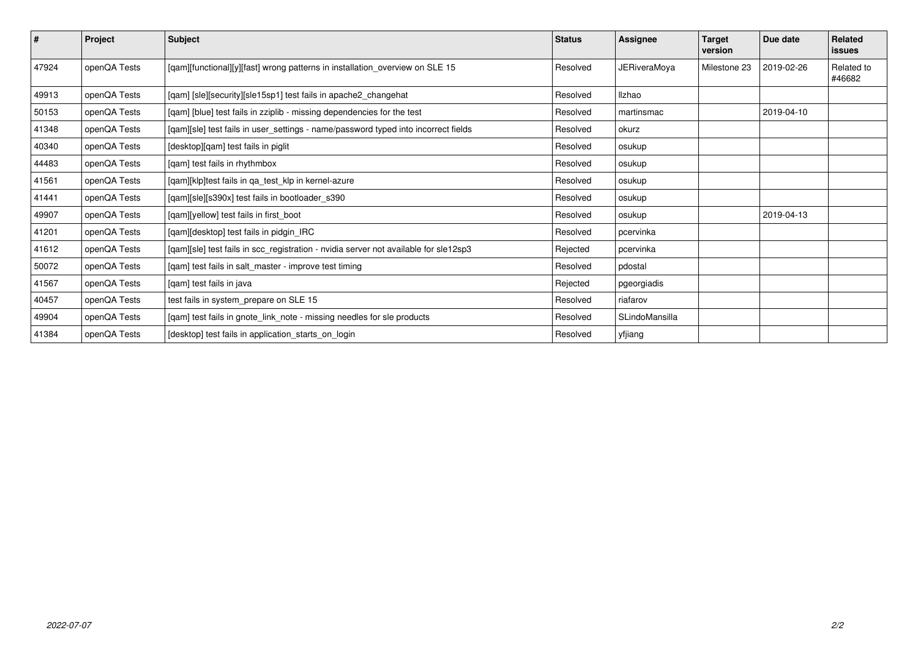| # | Project | Subject | Status | Assignee | Target version | Due date | Related issues |
|---|---|---|---|---|---|---|---|
| 47924 | openQA Tests | [qam][functional][y][fast] wrong patterns in installation_overview on SLE 15 | Resolved | JERiveraMoya | Milestone 23 | 2019-02-26 | Related to #46682 |
| 49913 | openQA Tests | [qam] [sle][security][sle15sp1] test fails in apache2_changehat | Resolved | llzhao | | | |
| 50153 | openQA Tests | [qam] [blue] test fails in zziplib - missing dependencies for the test | Resolved | martinsmac | | 2019-04-10 | |
| 41348 | openQA Tests | [qam][sle] test fails in user_settings - name/password typed into incorrect fields | Resolved | okurz | | | |
| 40340 | openQA Tests | [desktop][qam] test fails in piglit | Resolved | osukup | | | |
| 44483 | openQA Tests | [qam] test fails in rhythmbox | Resolved | osukup | | | |
| 41561 | openQA Tests | [qam][klp]test fails in qa_test_klp in kernel-azure | Resolved | osukup | | | |
| 41441 | openQA Tests | [qam][sle][s390x] test fails in bootloader_s390 | Resolved | osukup | | | |
| 49907 | openQA Tests | [qam][yellow] test fails in first_boot | Resolved | osukup | | 2019-04-13 | |
| 41201 | openQA Tests | [qam][desktop] test fails in pidgin_IRC | Resolved | pcervinka | | | |
| 41612 | openQA Tests | [qam][sle] test fails in scc_registration - nvidia server not available for sle12sp3 | Rejected | pcervinka | | | |
| 50072 | openQA Tests | [qam] test fails in salt_master - improve test timing | Resolved | pdostal | | | |
| 41567 | openQA Tests | [qam] test fails in java | Rejected | pgeorgiadis | | | |
| 40457 | openQA Tests | test fails in system_prepare on SLE 15 | Resolved | riafarov | | | |
| 49904 | openQA Tests | [qam] test fails in gnote_link_note - missing needles for sle products | Resolved | SLindoMansilla | | | |
| 41384 | openQA Tests | [desktop] test fails in application_starts_on_login | Resolved | yfjiang | | | |